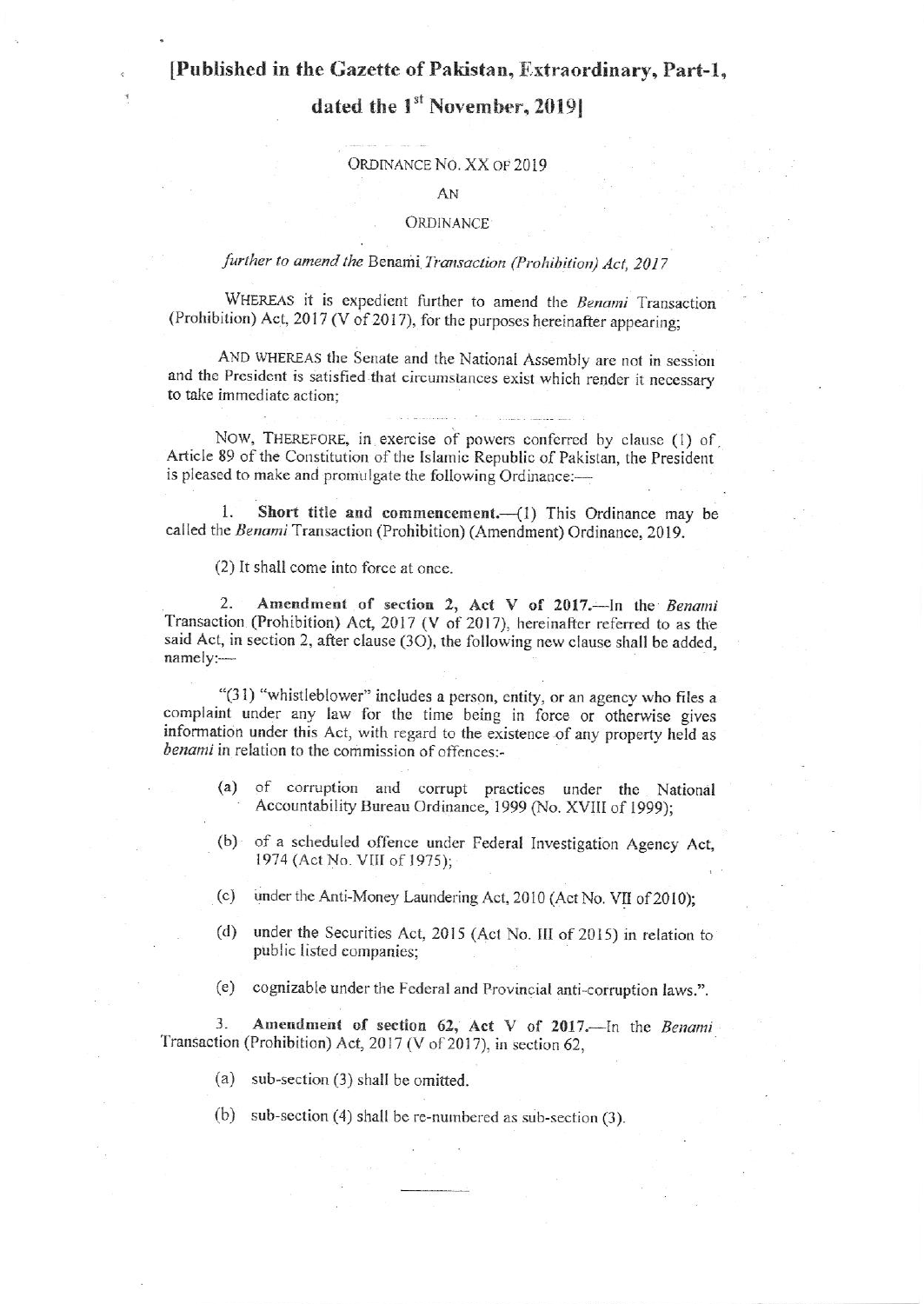# [Published in the Gazette of Pakistan, Extraordinary, Part-I, dated the 1st November, 2019]

ORDINANCE NO. XX OF 2019

AN

ORDINANCE

*further to amend the* Benami *Transaction (Prohibition) Act, 2017*

WHEREAS it is expedient further to amend the *Benami* Transaction (Prohibition) Act, 2017 (V of 2017), for the purposes hereinafter appearing;

AND WHEREAS the Senate and the National Assembly are not in session and the President is satisfied that circumstances exist which render it necessary to take immediate action;

NOW, THEREFORE, in exercise of powers conferred by clause (1) of Article 89 of the Constitution of the Islamic Republic of Pakistan, the President is pleased to make and promulgate the following Ordinance:—

1. **Short title and commencement.**—(1) This Ordinance may be called the *Benami* Transaction (Prohibition) (Amendment) Ordinance, 2019.

(2) It shall come into force at once.

2. **Amendment of section 2, Act V of 2017.**—In the *Benami* Transaction (Prohibition) Act, 2017 (V of 2017), hereinafter referred to as the said Act, in section 2, after clause (30), the following new clause shall be added, namely:—

"(31) "whistleblower" includes a person, entity, or an agency who files a complaint under any law for the time being in force or otherwise gives information under this Act, with regard to the existence of any property held as *benami* in relation to the commission of offences:-

(a) of corruption and corrupt practices under the National Accountability Bureau Ordinance, 1999 (No. XVIII of 1999);

(b) of a scheduled offence under Federal Investigation Agency Act, 1974 (Act No. VIII of 1975);

(c) under the Anti-Money Laundering Act, 2010 (Act No. VII of 2010);

(d) under the Securities Act, 2015 (Act No. III of 2015) in relation to public listed companies;

(e) cognizable under the Federal and Provincial anti-corruption laws.".

3. **Amendment of section 62, Act V of 2017.**—In the *Benami* Transaction (Prohibition) Act, 2017 (V of 2017), in section 62,

(a) sub-section (3) shall be omitted.

(b) sub-section (4) shall be re-numbered as sub-section (3).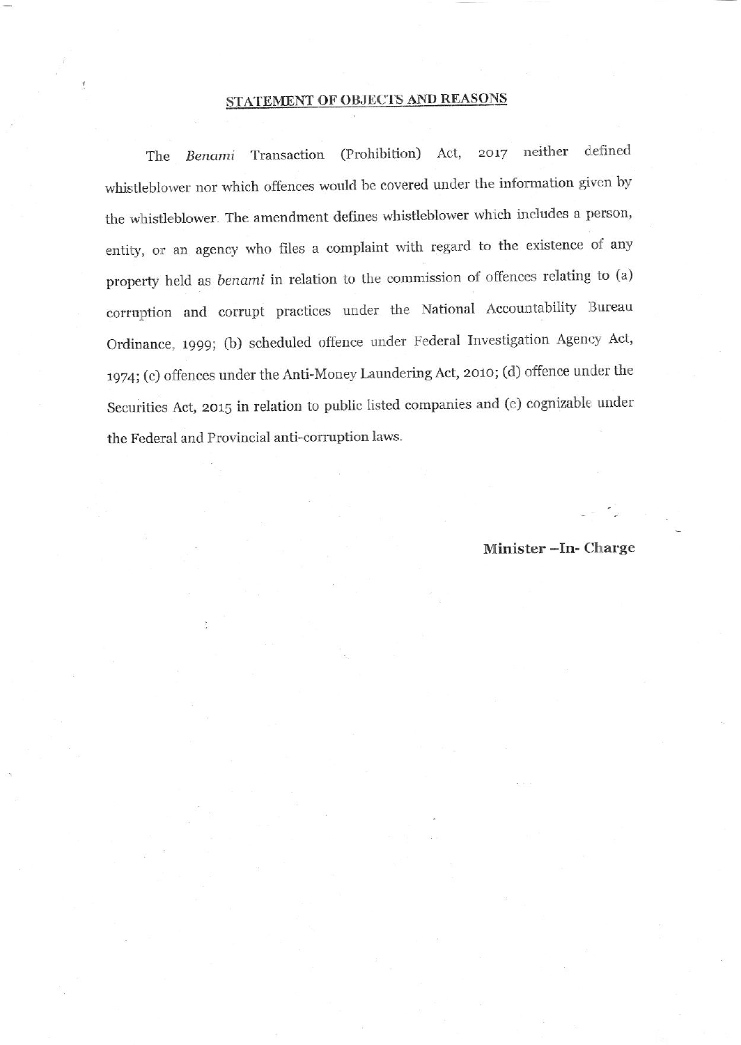## STATEMENT OF OBJECTS AND REASONS

The *Benami* Transaction (Prohibition) Act, 2017 neither defined whistleblower nor which offences would be covered under the information given by the whistleblower. The amendment defines whistleblower which includes a person, entity, or an agency who files a complaint with regard to the existence of any property held as *benami* in relation to the commission of offences relating to (a) corruption and corrupt practices under the National Accountability Bureau Ordinance, 1999; (b) scheduled offence under Federal Investigation Agency Act, 1974; (c) offences under the Anti-Money Laundering Act, 2010; (d) offence under the Securities Act, 2015 in relation to public listed companies and (e) cognizable under the Federal and Provincial anti-corruption laws.

**Minister –In- Charge**